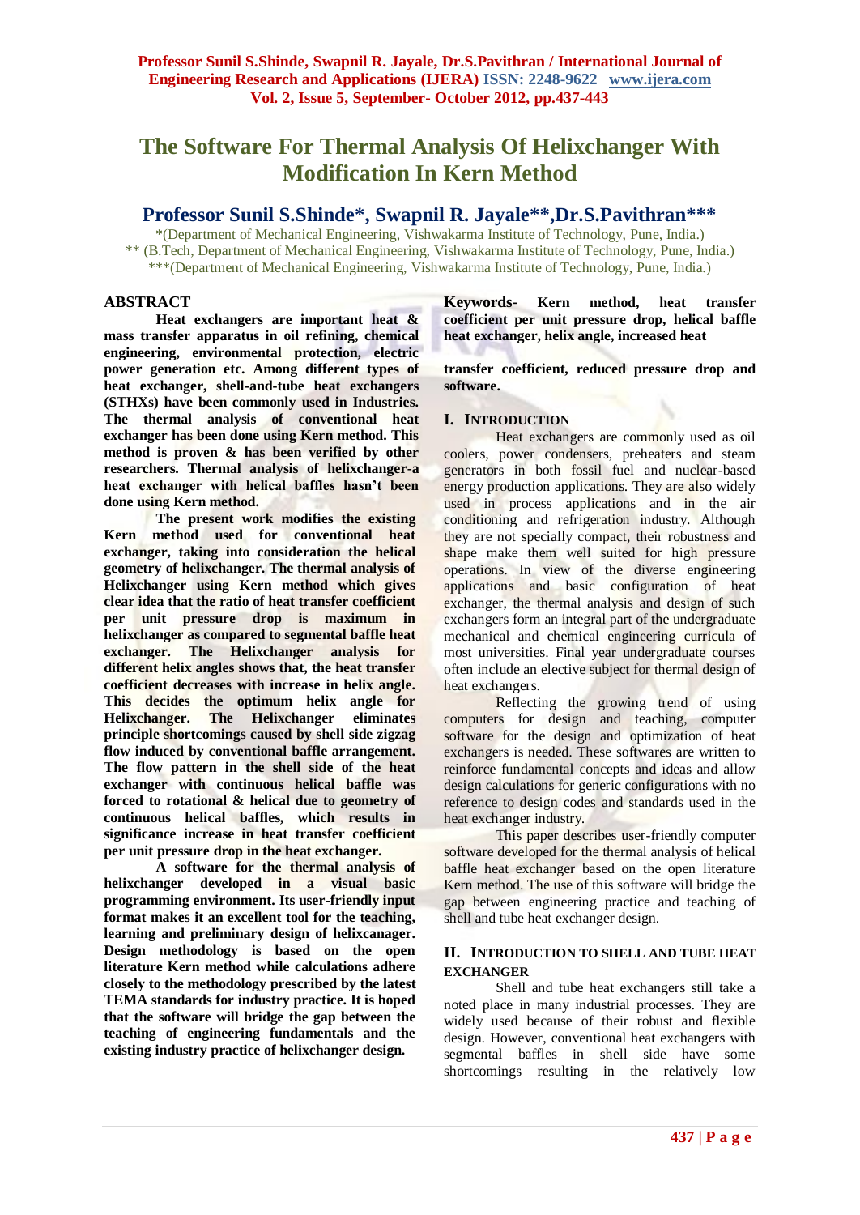# The Software For Thermal Analysis Of Helixchanger With Modification In Kern Method

## Professor Sunil S.Shinde*, Swapnil R. Jayale**, Dr.S.Pavithran***

*(Department of Mechanical Engineering, Vishwakarma Institute of Technology, Pune, India.)
** (B.Tech, Department of Mechanical Engineering, Vishwakarma Institute of Technology, Pune, India.)
***(Department of Mechanical Engineering, Vishwakarma Institute of Technology, Pune, India.)

## ABSTRACT

**Heat exchangers are important heat & mass transfer apparatus in oil refining, chemical engineering, environmental protection, electric power generation etc. Among different types of heat exchanger, shell-and-tube heat exchangers (STHXs) have been commonly used in Industries. The thermal analysis of conventional heat exchanger has been done using Kern method. This method is proven & has been verified by other researchers. Thermal analysis of helixchanger-a heat exchanger with helical baffles hasn't been done using Kern method.**

**The present work modifies the existing Kern method used for conventional heat exchanger, taking into consideration the helical geometry of helixchanger. The thermal analysis of Helixchanger using Kern method which gives clear idea that the ratio of heat transfer coefficient per unit pressure drop is maximum in helixchanger as compared to segmental baffle heat exchanger. The Helixchanger analysis for different helix angles shows that, the heat transfer coefficient decreases with increase in helix angle. This decides the optimum helix angle for Helixchanger. The Helixchanger eliminates principle shortcomings caused by shell side zigzag flow induced by conventional baffle arrangement. The flow pattern in the shell side of the heat exchanger with continuous helical baffle was forced to rotational & helical due to geometry of continuous helical baffles, which results in significance increase in heat transfer coefficient per unit pressure drop in the heat exchanger.**

**A software for the thermal analysis of helixchanger developed in a visual basic programming environment. Its user-friendly input format makes it an excellent tool for the teaching, learning and preliminary design of helixcanager. Design methodology is based on the open literature Kern method while calculations adhere closely to the methodology prescribed by the latest TEMA standards for industry practice. It is hoped that the software will bridge the gap between the teaching of engineering fundamentals and the existing industry practice of helixchanger design.**

**Keywords- Kern method, heat transfer coefficient per unit pressure drop, helical baffle heat exchanger, helix angle, increased heat transfer coefficient, reduced pressure drop and software.**

## I. INTRODUCTION

Heat exchangers are commonly used as oil coolers, power condensers, preheaters and steam generators in both fossil fuel and nuclear-based energy production applications. They are also widely used in process applications and in the air conditioning and refrigeration industry. Although they are not specially compact, their robustness and shape make them well suited for high pressure operations. In view of the diverse engineering applications and basic configuration of heat exchanger, the thermal analysis and design of such exchangers form an integral part of the undergraduate mechanical and chemical engineering curricula of most universities. Final year undergraduate courses often include an elective subject for thermal design of heat exchangers.

Reflecting the growing trend of using computers for design and teaching, computer software for the design and optimization of heat exchangers is needed. These softwares are written to reinforce fundamental concepts and ideas and allow design calculations for generic configurations with no reference to design codes and standards used in the heat exchanger industry.

This paper describes user-friendly computer software developed for the thermal analysis of helical baffle heat exchanger based on the open literature Kern method. The use of this software will bridge the gap between engineering practice and teaching of shell and tube heat exchanger design.

## II. INTRODUCTION TO SHELL AND TUBE HEAT EXCHANGER

Shell and tube heat exchangers still take a noted place in many industrial processes. They are widely used because of their robust and flexible design. However, conventional heat exchangers with segmental baffles in shell side have some shortcomings resulting in the relatively low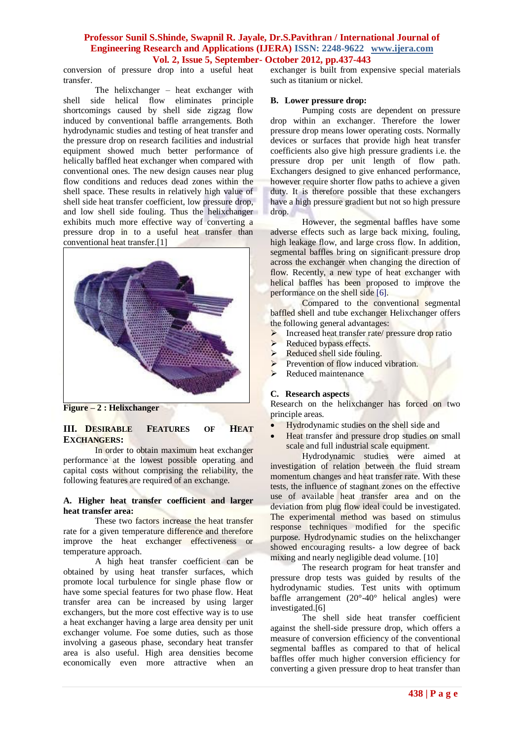conversion of pressure drop into a useful heat transfer.

The helixchanger – heat exchanger with shell side helical flow eliminates principle shortcomings caused by shell side zigzag flow induced by conventional baffle arrangements. Both hydrodynamic studies and testing of heat transfer and the pressure drop on research facilities and industrial equipment showed much better performance of helically baffled heat exchanger when compared with conventional ones. The new design causes near plug flow conditions and reduces dead zones within the shell space. These results in relatively high value of shell side heat transfer coefficient, low pressure drop, and low shell side fouling. Thus the helixchanger exhibits much more effective way of converting a pressure drop in to a useful heat transfer than conventional heat transfer.[1]

**Figure – 2 : Helixchanger**

## III. Desirable Features of Heat Exchangers:

In order to obtain maximum heat exchanger performance at the lowest possible operating and capital costs without comprising the reliability, the following features are required of an exchange.

### A. Higher heat transfer coefficient and larger heat transfer area:

These two factors increase the heat transfer rate for a given temperature difference and therefore improve the heat exchanger effectiveness or temperature approach.

A high heat transfer coefficient can be obtained by using heat transfer surfaces, which promote local turbulence for single phase flow or have some special features for two phase flow. Heat transfer area can be increased by using larger exchangers, but the more cost effective way is to use a heat exchanger having a large area density per unit exchanger volume. Foe some duties, such as those involving a gaseous phase, secondary heat transfer area is also useful. High area densities become economically even more attractive when an exchanger is built from expensive special materials such as titanium or nickel.

### B. Lower pressure drop:

Pumping costs are dependent on pressure drop within an exchanger. Therefore the lower pressure drop means lower operating costs. Normally devices or surfaces that provide high heat transfer coefficients also give high pressure gradients i.e. the pressure drop per unit length of flow path. Exchangers designed to give enhanced performance, however require shorter flow paths to achieve a given duty. It is therefore possible that these exchangers have a high pressure gradient but not so high pressure drop.

However, the segmental baffles have some adverse effects such as large back mixing, fouling, high leakage flow, and large cross flow. In addition, segmental baffles bring on significant pressure drop across the exchanger when changing the direction of flow. Recently, a new type of heat exchanger with helical baffles has been proposed to improve the performance on the shell side [6].

Compared to the conventional segmental baffled shell and tube exchanger Helixchanger offers the following general advantages:

- Increased heat transfer rate/ pressure drop ratio
- Reduced bypass effects.
- Reduced shell side fouling.
- Prevention of flow induced vibration.
- Reduced maintenance

### C. Research aspects

Research on the helixchanger has forced on two principle areas.

- Hydrodynamic studies on the shell side and
- Heat transfer and pressure drop studies on small scale and full industrial scale equipment.

Hydrodynamic studies were aimed at investigation of relation between the fluid stream momentum changes and heat transfer rate. With these tests, the influence of stagnant zones on the effective use of available heat transfer area and on the deviation from plug flow ideal could be investigated. The experimental method was based on stimulus response techniques modified for the specific purpose. Hydrodynamic studies on the helixchanger showed encouraging results- a low degree of back mixing and nearly negligible dead volume. [10]

The research program for heat transfer and pressure drop tests was guided by results of the hydrodynamic studies. Test units with optimum baffle arrangement (20°-40° helical angles) were investigated.[6]

The shell side heat transfer coefficient against the shell-side pressure drop, which offers a measure of conversion efficiency of the conventional segmental baffles as compared to that of helical baffles offer much higher conversion efficiency for converting a given pressure drop to heat transfer than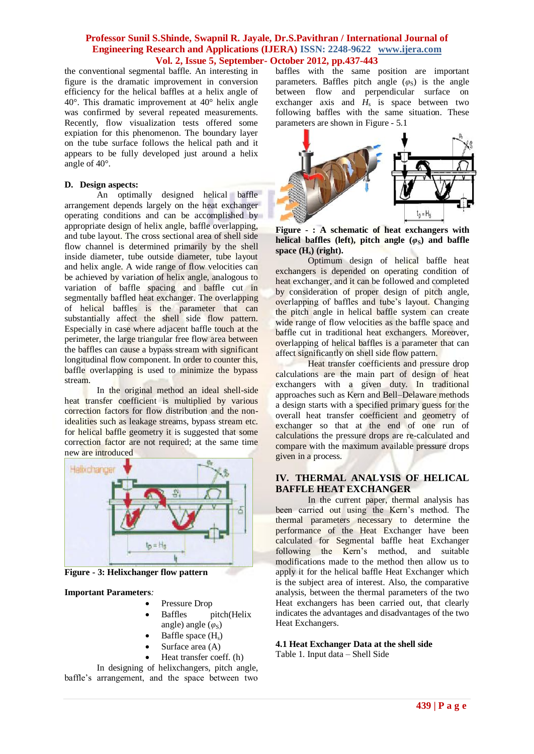the conventional segmental baffle. An interesting in figure is the dramatic improvement in conversion efficiency for the helical baffles at a helix angle of 40°. This dramatic improvement at 40° helix angle was confirmed by several repeated measurements. Recently, flow visualization tests offered some expiation for this phenomenon. The boundary layer on the tube surface follows the helical path and it appears to be fully developed just around a helix angle of 40°.

### D. Design aspects:

An optimally designed helical baffle arrangement depends largely on the heat exchanger operating conditions and can be accomplished by appropriate design of helix angle, baffle overlapping, and tube layout. The cross sectional area of shell side flow channel is determined primarily by the shell inside diameter, tube outside diameter, tube layout and helix angle. A wide range of flow velocities can be achieved by variation of helix angle, analogous to variation of baffle spacing and baffle cut in segmentally baffled heat exchanger. The overlapping of helical baffles is the parameter that can substantially affect the shell side flow pattern. Especially in case where adjacent baffle touch at the perimeter, the large triangular free flow area between the baffles can cause a bypass stream with significant longitudinal flow component. In order to counter this, baffle overlapping is used to minimize the bypass stream.

In the original method an ideal shell-side heat transfer coefficient is multiplied by various correction factors for flow distribution and the non-idealities such as leakage streams, bypass stream etc. for helical baffle geometry it is suggested that some correction factor are not required; at the same time new are introduced

Figure - 3: Helixchanger flow pattern

**Important Parameters***:*

- Pressure Drop
- Baffles pitch(Helix angle) angle ($\varphi_S$)
- Baffle space ($H_s$)
- Surface area (A)
- Heat transfer coeff. (h)

In designing of helixchangers, pitch angle, baffle's arrangement, and the space between two baffles with the same position are important parameters. Baffles pitch angle ($\varphi_S$) is the angle between flow and perpendicular surface on exchanger axis and $H_s$ is space between two following baffles with the same situation. These parameters are shown in Figure - 5.1

**Figure - : A schematic of heat exchangers with helical baffles (left), pitch angle ($\varphi_S$) and baffle space ($H_s$) (right).**

Optimum design of helical baffle heat exchangers is depended on operating condition of heat exchanger, and it can be followed and completed by consideration of proper design of pitch angle, overlapping of baffles and tube's layout. Changing the pitch angle in helical baffle system can create wide range of flow velocities as the baffle space and baffle cut in traditional heat exchangers. Moreover, overlapping of helical baffles is a parameter that can affect significantly on shell side flow pattern.

Heat transfer coefficients and pressure drop calculations are the main part of design of heat exchangers with a given duty. In traditional approaches such as Kern and Bell–Delaware methods a design starts with a specified primary guess for the overall heat transfer coefficient and geometry of exchanger so that at the end of one run of calculations the pressure drops are re-calculated and compare with the maximum available pressure drops given in a process.

## IV. THERMAL ANALYSIS OF HELICAL BAFFLE HEAT EXCHANGER

In the current paper, thermal analysis has been carried out using the Kern's method. The thermal parameters necessary to determine the performance of the Heat Exchanger have been calculated for Segmental baffle heat Exchanger following the Kern's method, and suitable modifications made to the method then allow us to apply it for the helical baffle Heat Exchanger which is the subject area of interest. Also, the comparative analysis, between the thermal parameters of the two Heat exchangers has been carried out, that clearly indicates the advantages and disadvantages of the two Heat Exchangers.

### 4.1 Heat Exchanger Data at the shell side

Table 1. Input data – Shell Side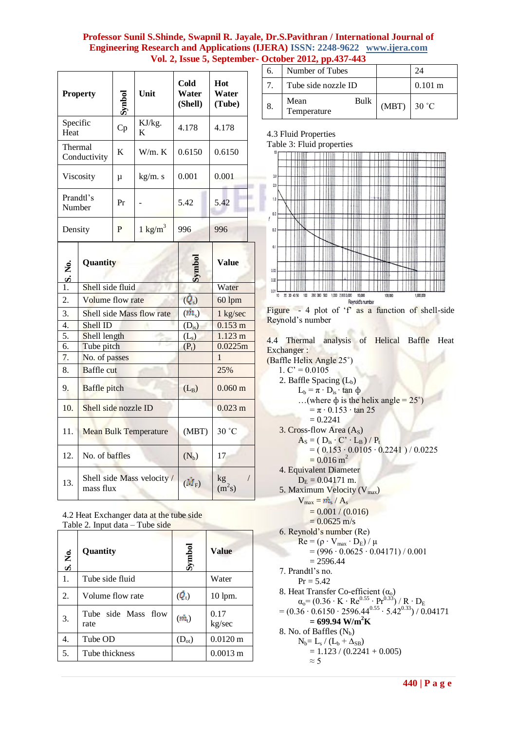| Property | Symbol | Unit | Cold Water (Shell) | Hot Water (Tube) |
|---|---|---|---|---|
| Specific Heat | Cp | KJ/kg. K | 4.178 | 4.178 |
| Thermal Conductivity | K | W/m. K | 0.6150 | 0.6150 |
| Viscosity | μ | kg/m. s | 0.001 | 0.001 |
| Prandtl's Number | Pr | - | 5.42 | 5.42 |
| Density | P | 1 kg/m$^3$ | 996 | 996 |

| S. No. | Quantity | Symbol | Value |
|---|---|---|---|
| 1. | Shell side fluid | | Water |
| 2. | Volume flow rate | ($\dot{Q}_s$) | 60 lpm |
| 3. | Shell side Mass flow rate | ($\dot{m}_s$) | 1 kg/sec |
| 4. | Shell ID | ($D_{is}$) | 0.153 m |
| 5. | Shell length | ($L_s$) | 1.123 m |
| 6. | Tube pitch | ($P_t$) | 0.0225m |
| 7. | No. of passes | | 1 |
| 8. | Baffle cut | | 25% |
| 9. | Baffle pitch | ($L_B$) | 0.060 m |
| 10. | Shell side nozzle ID | | 0.023 m |
| 11. | Mean Bulk Temperature | (MBT) | 30 ˚C |
| 12. | No. of baffles | ($N_b$) | 17 |
| 13. | Shell side Mass velocity / mass flux | ($\dot{M}_F$) | kg / (m$^2$s) |

4.2 Heat Exchanger data at the tube side

Table 2. Input data – Tube side

| S. No. | Quantity | Symbol | Value |
|---|---|---|---|
| 1. | Tube side fluid | | Water |
| 2. | Volume flow rate | ($\dot{Q}_t$) | 10 lpm. |
| 3. | Tube side Mass flow rate | ($\dot{m}_t$) | 0.17 kg/sec |
| 4. | Tube OD | ($D_{ot}$) | 0.0120 m |
| 5. | Tube thickness | | 0.0013 m |
| 6. | Number of Tubes | | 24 |
| 7. | Tube side nozzle ID | | 0.101 m |
| 8. | Mean Bulk Temperature | (MBT) | 30 ˚C |

4.3 Fluid Properties

Table 3: Fluid properties

Figure - 4 plot of 'f' as a function of shell-side Reynold's number

4.4 Thermal analysis of Helical Baffle Heat Exchanger :

(Baffle Helix Angle 25˚)

1. C' = 0.0105
2. Baffle Spacing ($L_b$)

   $L_b = \pi \cdot D_{is} \cdot \tan \phi$

   …(where ϕ is the helix angle = 25˚)

   $= \pi \cdot 0.153 \cdot \tan 25$

   $= 0.2241$
3. Cross-flow Area ($A_S$)

   $A_S = ( D_{is} \cdot C' \cdot L_B ) / P_t$

   $= ( 0.153 \cdot 0.0105 \cdot 0.2241 ) / 0.0225$

   $= 0.016 \text{ m}^2$
4. Equivalent Diameter

   $D_E = 0.04171$ m.
5. Maximum Velocity ($V_{max}$)

   $V_{max} = \dot{m}_s / A_s$

   $= 0.001 / (0.016)$

   $= 0.0625$ m/s
6. Reynold's number (Re)

   $Re = (\rho \cdot V_{max} \cdot D_E) / \mu$

   $= (996 \cdot 0.0625 \cdot 0.04171) / 0.001$

   $= 2596.44$
7. Prandtl's no.

   $Pr = 5.42$
8. Heat Transfer Co-efficient ($\alpha_o$)

   $\alpha_o = (0.36 \cdot K \cdot Re^{0.55} \cdot Pr^{0.33}) / R \cdot D_E$

   $= (0.36 \cdot 0.6150 \cdot 2596.44^{0.55} \cdot 5.42^{0.33}) / 0.04171$

   **$= 699.94 \text{ W/m}^2\text{K}$**
8. No. of Baffles ($N_b$)

   $N_b = L_s / (L_b + \Delta_{SB})$

   $= 1.123 / (0.2241 + 0.005)$

   $\approx 5$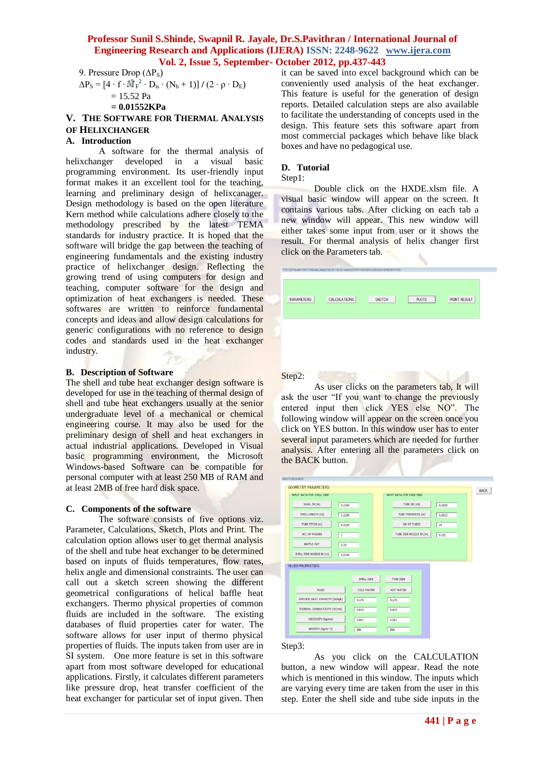9. Pressure Drop ($\Delta P_S$)

$\Delta P_S = [4 \cdot f \cdot \dot{M}_F^2 \cdot D_{is} \cdot (N_b + 1)] / (2 \cdot \rho \cdot D_E)$

$= 15.52$ Pa

**= 0.01552KPa**

## V. THE SOFTWARE FOR THERMAL ANALYSIS OF HELIXCHANGER

### A. Introduction

A software for the thermal analysis of helixchanger developed in a visual basic programming environment. Its user-friendly input format makes it an excellent tool for the teaching, learning and preliminary design of helixcanager. Design methodology is based on the open literature Kern method while calculations adhere closely to the methodology prescribed by the latest TEMA standards for industry practice. It is hoped that the software will bridge the gap between the teaching of engineering fundamentals and the existing industry practice of helixchanger design. Reflecting the growing trend of using computers for design and teaching, computer software for the design and optimization of heat exchangers is needed. These softwares are written to reinforce fundamental concepts and ideas and allow design calculations for generic configurations with no reference to design codes and standards used in the heat exchanger industry.

### B. Description of Software

The shell and tube heat exchanger design software is developed for use in the teaching of thermal design of shell and tube heat exchangers usually at the senior undergraduate level of a mechanical or chemical engineering course. It may also be used for the preliminary design of shell and heat exchangers in actual industrial applications. Developed in Visual basic programming environment, the Microsoft Windows-based Software can be compatible for personal computer with at least 250 MB of RAM and at least 2MB of free hard disk space.

### C. Components of the software

The software consists of five options viz. Parameter, Calculations, Sketch, Plots and Print. The calculation option allows user to get thermal analysis of the shell and tube heat exchanger to be determined based on inputs of fluids temperatures, flow rates, helix angle and dimensional constraints. The user can call out a sketch screen showing the different geometrical configurations of helical baffle heat exchangers. Thermo physical properties of common fluids are included in the software. The existing databases of fluid properties cater for water. The software allows for user input of thermo physical properties of fluids. The inputs taken from user are in SI system. One more feature is set in this software apart from most software developed for educational applications. Firstly, it calculates different parameters like pressure drop, heat transfer coefficient of the heat exchanger for particular set of input given. Then it can be saved into excel background which can be conveniently used analysis of the heat exchanger. This feature is useful for the generation of design reports. Detailed calculation steps are also available to facilitate the understanding of concepts used in the design. This feature sets this software apart from most commercial packages which behave like black boxes and have no pedagogical use.

### D. Tutorial

Step1:

Double click on the HXDE.xlsm file. A visual basic window will appear on the screen. It contains various tabs. After clicking on each tab a new window will appear. This new window will either takes some input from user or it shows the result. For thermal analysis of helix changer first click on the Parameters tab.

Step2:

As user clicks on the parameters tab, It will ask the user "If you want to change the previously entered input then click YES else NO". The following window will appear on the screen once you click on YES button. In this window user has to enter several input parameters which are needed for further analysis. After entering all the parameters click on the BACK button.

Step3:

As you click on the CALCULATION button, a new window will appear. Read the note which is mentioned in this window. The inputs which are varying every time are taken from the user in this step. Enter the shell side and tube side inputs in the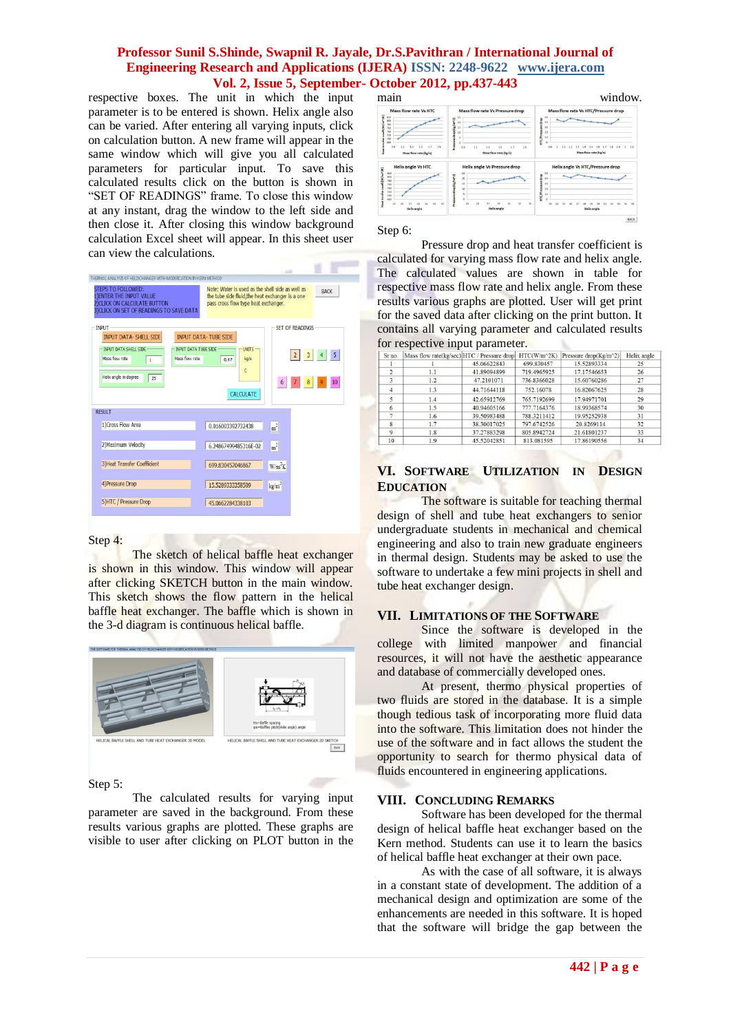respective boxes. The unit in which the input parameter is to be entered is shown. Helix angle also can be varied. After entering all varying inputs, click on calculation button. A new frame will appear in the same window which will give you all calculated parameters for particular input. To save this calculated results click on the button is shown in "SET OF READINGS" frame. To close this window at any instant, drag the window to the left side and then close it. After closing this window background calculation Excel sheet will appear. In this sheet user can view the calculations.

Step 4:

The sketch of helical baffle heat exchanger is shown in this window. This window will appear after clicking SKETCH button in the main window. A new frame will appear in the same window which will give you all calculated parameters... This sketch shows the flow pattern in the helical baffle heat exchanger. The baffle which is shown in the 3-d diagram is continuous helical baffle.

Step 5:

The calculated results for varying input parameter are saved in the background. From these results various graphs are plotted. These graphs are visible to user after clicking on PLOT button in the main window.

Step 6:

Pressure drop and heat transfer coefficient is calculated for varying mass flow rate and helix angle. The calculated values are shown in table for respective mass flow rate and helix angle. From these results various graphs are plotted. User will get print for the saved data after clicking on the print button. It contains all varying parameter and calculated results for respective input parameter.

| Sr no. | Mass flow rate(kg/sec) | HTC / Pressure drop | HTC(W/m^2K) | Pressure drop(Kg/m^2) | Helix angle |
|---|---|---|---|---|---|
| 1 | 1 | 45.06622843 | 699.830457 | 15.52893334 | 25 |
| 2 | 1.1 | 41.89094899 | 719.4965925 | 17.17546653 | 26 |
| 3 | 1.2 | 47.2101071 | 736.8366028 | 15.60760286 | 27 |
| 4 | 1.3 | 44.71644118 | 752.16078 | 16.82067625 | 28 |
| 5 | 1.4 | 42.65912769 | 765.7192699 | 17.94971701 | 29 |
| 6 | 1.5 | 40.94605166 | 777.7164376 | 18.99368574 | 30 |
| 7 | 1.6 | 39.50983488 | 788.3211412 | 19.95252938 | 31 |
| 8 | 1.7 | 38.30017025 | 797.6742526 | 20.8269114 | 32 |
| 9 | 1.8 | 37.27883298 | 805.8942724 | 21.61801237 | 33 |
| 10 | 1.9 | 45.52042851 | 813.081595 | 17.86190556 | 34 |

## VI. Software Utilization in Design Education

The software is suitable for teaching thermal design of shell and tube heat exchangers to senior undergraduate students in mechanical and chemical engineering and also to train new graduate engineers in thermal design. Students may be asked to use the software to undertake a few mini projects in shell and tube heat exchanger design.

## VII. Limitations of the Software

Since the software is developed in the college with limited manpower and financial resources, it will not have the aesthetic appearance and database of commercially developed ones.

At present, thermo physical properties of two fluids are stored in the database. It is a simple though tedious task of incorporating more fluid data into the software. This limitation does not hinder the use of the software and in fact allows the student the opportunity to search for thermo physical data of fluids encountered in engineering applications.

## VIII. Concluding Remarks

Software has been developed for the thermal design of helical baffle heat exchanger based on the Kern method. Students can use it to learn the basics of helical baffle heat exchanger at their own pace.

As with the case of all software, it is always in a constant state of development. The addition of a mechanical design and optimization are some of the enhancements are needed in this software. It is hoped that the software will bridge the gap between the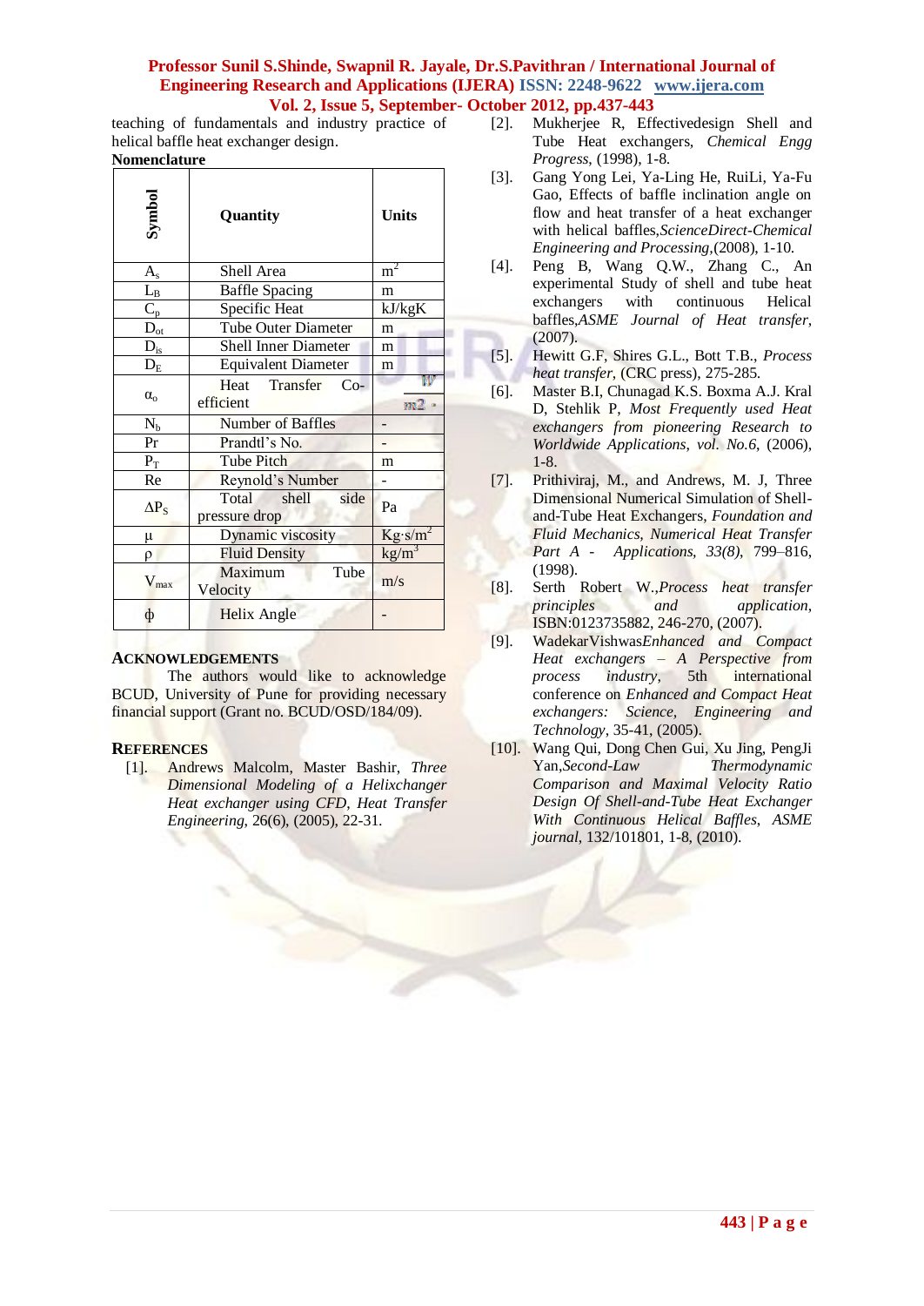teaching of fundamentals and industry practice of helical baffle heat exchanger design.

**Nomenclature**

| Symbol | Quantity | Units |
|---|---|---|
| $A_s$ | Shell Area | $m^2$ |
| $L_B$ | Baffle Spacing | m |
| $C_p$ | Specific Heat | kJ/kgK |
| $D_{ot}$ | Tube Outer Diameter | m |
| $D_{is}$ | Shell Inner Diameter | m |
| $D_E$ | Equivalent Diameter | m |
| $\alpha_o$ | Heat Transfer Co-efficient | $\frac{W}{m2 \cdot}$ |
| $N_b$ | Number of Baffles | - |
| Pr | Prandtl's No. | - |
| $P_T$ | Tube Pitch | m |
| Re | Reynold's Number | - |
| $\Delta P_S$ | Total shell side pressure drop | Pa |
| μ | Dynamic viscosity | $Kg{\cdot}s/m^2$ |
| ρ | Fluid Density | $kg/m^3$ |
| $V_{max}$ | Maximum Tube Velocity | m/s |
| ϕ | Helix Angle | - |

## ACKNOWLEDGEMENTS

The authors would like to acknowledge BCUD, University of Pune for providing necessary financial support (Grant no. BCUD/OSD/184/09).

## REFERENCES

[1]. Andrews Malcolm, Master Bashir, *Three Dimensional Modeling of a Helixchanger Heat exchanger using CFD*, *Heat Transfer Engineering*, 26(6), (2005), 22-31.

[2]. Mukherjee R, Effectivedesign Shell and Tube Heat exchangers, *Chemical Engg Progress*, (1998), 1-8.

[3]. Gang Yong Lei, Ya-Ling He, RuiLi, Ya-Fu Gao, Effects of baffle inclination angle on flow and heat transfer of a heat exchanger with helical baffles,*ScienceDirect-Chemical Engineering and Processing*,(2008), 1-10.

[4]. Peng B, Wang Q.W., Zhang C., An experimental Study of shell and tube heat exchangers with continuous Helical baffles,*ASME Journal of Heat transfer*, (2007).

[5]. Hewitt G.F, Shires G.L., Bott T.B., *Process heat transfer*, (CRC press), 275-285.

[6]. Master B.I, Chunagad K.S. Boxma A.J. Kral D, Stehlik P, *Most Frequently used Heat exchangers from pioneering Research to Worldwide Applications, vol. No.6*, (2006), 1-8.

[7]. Prithiviraj, M., and Andrews, M. J, Three Dimensional Numerical Simulation of Shell-and-Tube Heat Exchangers, *Foundation and Fluid Mechanics, Numerical Heat Transfer Part A - Applications, 33(8)*, 799–816, (1998).

[8]. Serth Robert W.,*Process heat transfer principles and application*, ISBN:0123735882, 246-270, (2007).

[9]. WadekarVishwas*Enhanced and Compact Heat exchangers – A Perspective from process industry*, 5th international conference on *Enhanced and Compact Heat exchangers: Science, Engineering and Technology*, 35-41, (2005).

[10]. Wang Qui, Dong Chen Gui, Xu Jing, PengJi Yan,*Second-Law Thermodynamic Comparison and Maximal Velocity Ratio Design Of Shell-and-Tube Heat Exchanger With Continuous Helical Baffles, ASME journal*, 132/101801, 1-8, (2010).